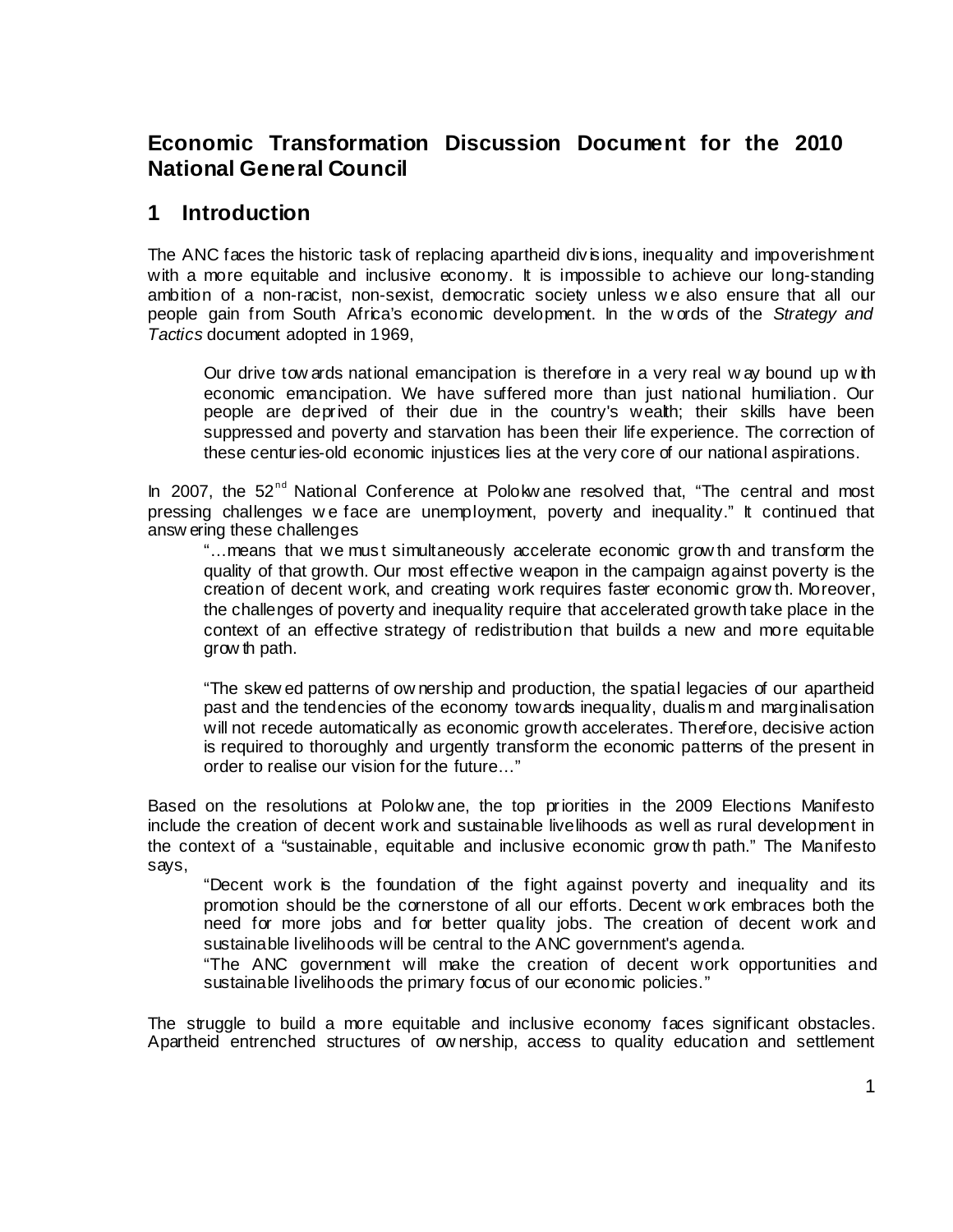# Economic Transformation Discussion Document for the 2010 National General Council

## 1 Introduction

The ANC faces the historic task of replacing apartheid divisions, inequality and impoverishment with a more equitable and inclusive economy. It is impossible to achieve our long-standing ambition of a non-racist, non-sexist, democratic society unless we also ensure that all our people gain from South Africa's economic development. In the words of the *Strategy and Tactics* document adopted in 1969,

> Our drive towards national emancipation is therefore in a very real way bound up with economic emancipation. We have suffered more than just national humiliation. Our people are deprived of their due in the country's wealth; their skills have been suppressed and poverty and starvation has been their life experience. The correction of these centuries-old economic injustices lies at the very core of our national aspirations.

In 2007, the 52nd National Conference at Polokwane resolved that, "The central and most pressing challenges we face are unemployment, poverty and inequality." It continued that answering these challenges

> "…means that we must simultaneously accelerate economic growth and transform the quality of that growth. Our most effective weapon in the campaign against poverty is the creation of decent work, and creating work requires faster economic growth. Moreover, the challenges of poverty and inequality require that accelerated growth take place in the context of an effective strategy of redistribution that builds a new and more equitable growth path.
>
> "The skewed patterns of ownership and production, the spatial legacies of our apartheid past and the tendencies of the economy towards inequality, dualism and marginalisation will not recede automatically as economic growth accelerates. Therefore, decisive action is required to thoroughly and urgently transform the economic patterns of the present in order to realise our vision for the future…"

Based on the resolutions at Polokwane, the top priorities in the 2009 Elections Manifesto include the creation of decent work and sustainable livelihoods as well as rural development in the context of a "sustainable, equitable and inclusive economic growth path." The Manifesto says,

> "Decent work is the foundation of the fight against poverty and inequality and its promotion should be the cornerstone of all our efforts. Decent work embraces both the need for more jobs and for better quality jobs. The creation of decent work and sustainable livelihoods will be central to the ANC government's agenda.
>
> "The ANC government will make the creation of decent work opportunities and sustainable livelihoods the primary focus of our economic policies."

The struggle to build a more equitable and inclusive economy faces significant obstacles. Apartheid entrenched structures of ownership, access to quality education and settlement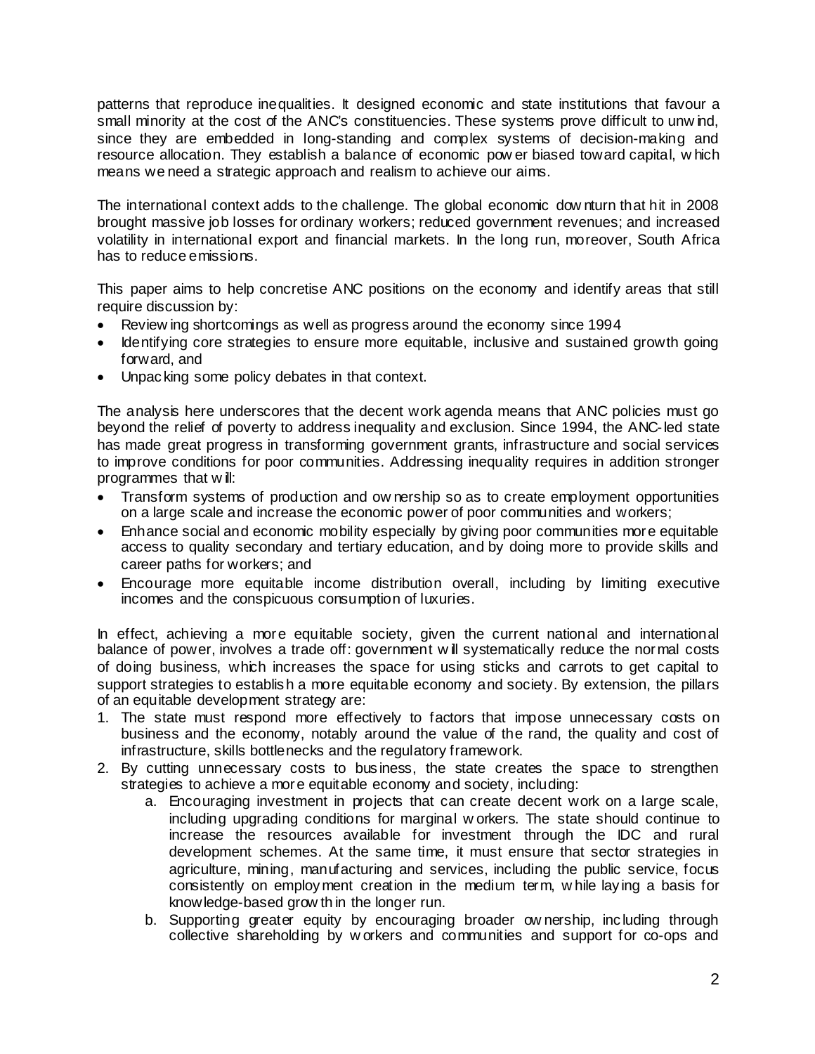patterns that reproduce inequalities. It designed economic and state institutions that favour a small minority at the cost of the ANC's constituencies. These systems prove difficult to unwind, since they are embedded in long-standing and complex systems of decision-making and resource allocation. They establish a balance of economic power biased toward capital, which means we need a strategic approach and realism to achieve our aims.

The international context adds to the challenge. The global economic downturn that hit in 2008 brought massive job losses for ordinary workers; reduced government revenues; and increased volatility in international export and financial markets. In the long run, moreover, South Africa has to reduce emissions.

This paper aims to help concretise ANC positions on the economy and identify areas that still require discussion by:

- Reviewing shortcomings as well as progress around the economy since 1994
- Identifying core strategies to ensure more equitable, inclusive and sustained growth going forward, and
- Unpacking some policy debates in that context.

The analysis here underscores that the decent work agenda means that ANC policies must go beyond the relief of poverty to address inequality and exclusion. Since 1994, the ANC-led state has made great progress in transforming government grants, infrastructure and social services to improve conditions for poor communities. Addressing inequality requires in addition stronger programmes that will:

- Transform systems of production and ownership so as to create employment opportunities on a large scale and increase the economic power of poor communities and workers;
- Enhance social and economic mobility especially by giving poor communities more equitable access to quality secondary and tertiary education, and by doing more to provide skills and career paths for workers; and
- Encourage more equitable income distribution overall, including by limiting executive incomes and the conspicuous consumption of luxuries.

In effect, achieving a more equitable society, given the current national and international balance of power, involves a trade off: government will systematically reduce the normal costs of doing business, which increases the space for using sticks and carrots to get capital to support strategies to establish a more equitable economy and society. By extension, the pillars of an equitable development strategy are:

1. The state must respond more effectively to factors that impose unnecessary costs on business and the economy, notably around the value of the rand, the quality and cost of infrastructure, skills bottlenecks and the regulatory framework.
2. By cutting unnecessary costs to business, the state creates the space to strengthen strategies to achieve a more equitable economy and society, including:
   a. Encouraging investment in projects that can create decent work on a large scale, including upgrading conditions for marginal workers. The state should continue to increase the resources available for investment through the IDC and rural development schemes. At the same time, it must ensure that sector strategies in agriculture, mining, manufacturing and services, including the public service, focus consistently on employment creation in the medium term, while laying a basis for knowledge-based growth in the longer run.
   b. Supporting greater equity by encouraging broader ownership, including through collective shareholding by workers and communities and support for co-ops and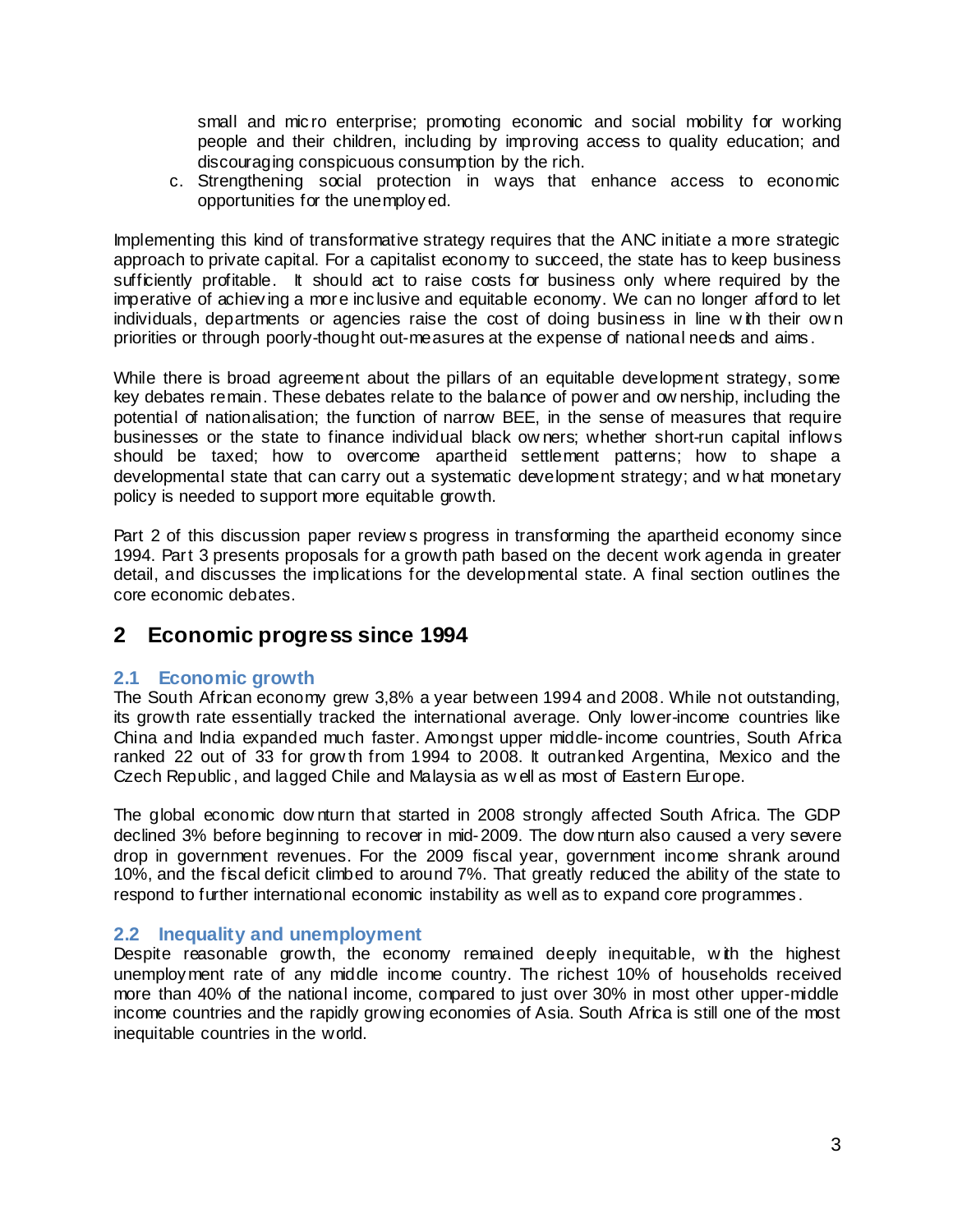small and micro enterprise; promoting economic and social mobility for working people and their children, including by improving access to quality education; and discouraging conspicuous consumption by the rich.

c. Strengthening social protection in ways that enhance access to economic opportunities for the unemployed.

Implementing this kind of transformative strategy requires that the ANC initiate a more strategic approach to private capital. For a capitalist economy to succeed, the state has to keep business sufficiently profitable. It should act to raise costs for business only where required by the imperative of achieving a more inclusive and equitable economy. We can no longer afford to let individuals, departments or agencies raise the cost of doing business in line with their own priorities or through poorly-thought out-measures at the expense of national needs and aims.

While there is broad agreement about the pillars of an equitable development strategy, some key debates remain. These debates relate to the balance of power and ownership, including the potential of nationalisation; the function of narrow BEE, in the sense of measures that require businesses or the state to finance individual black owners; whether short-run capital inflows should be taxed; how to overcome apartheid settlement patterns; how to shape a developmental state that can carry out a systematic development strategy; and what monetary policy is needed to support more equitable growth.

Part 2 of this discussion paper reviews progress in transforming the apartheid economy since 1994. Part 3 presents proposals for a growth path based on the decent work agenda in greater detail, and discusses the implications for the developmental state. A final section outlines the core economic debates.

# 2 Economic progress since 1994

## 2.1 Economic growth

The South African economy grew 3,8% a year between 1994 and 2008. While not outstanding, its growth rate essentially tracked the international average. Only lower-income countries like China and India expanded much faster. Amongst upper middle-income countries, South Africa ranked 22 out of 33 for growth from 1994 to 2008. It outranked Argentina, Mexico and the Czech Republic, and lagged Chile and Malaysia as well as most of Eastern Europe.

The global economic downturn that started in 2008 strongly affected South Africa. The GDP declined 3% before beginning to recover in mid-2009. The downturn also caused a very severe drop in government revenues. For the 2009 fiscal year, government income shrank around 10%, and the fiscal deficit climbed to around 7%. That greatly reduced the ability of the state to respond to further international economic instability as well as to expand core programmes.

## 2.2 Inequality and unemployment

Despite reasonable growth, the economy remained deeply inequitable, with the highest unemployment rate of any middle income country. The richest 10% of households received more than 40% of the national income, compared to just over 30% in most other upper-middle income countries and the rapidly growing economies of Asia. South Africa is still one of the most inequitable countries in the world.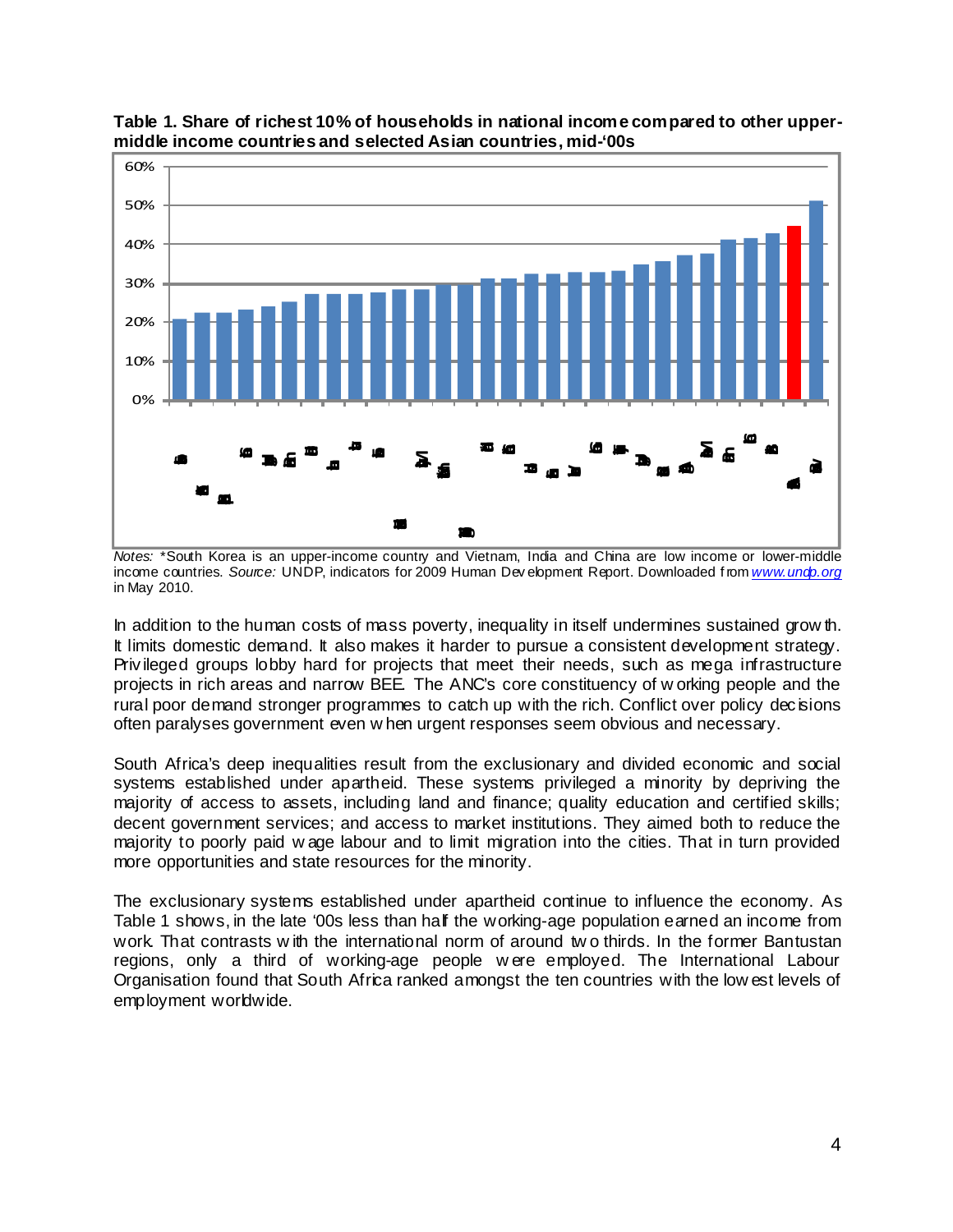**Table 1. Share of richest 10% of households in national income compared to other upper-middle income countries and selected Asian countries, mid-'00s**

*Notes:* *South Korea is an upper-income country and Vietnam, India and China are low income or lower-middle income countries. *Source:* UNDP, indicators for 2009 Human Development Report. Downloaded from *www.undp.org* in May 2010.

In addition to the human costs of mass poverty, inequality in itself undermines sustained growth. It limits domestic demand. It also makes it harder to pursue a consistent development strategy. Privileged groups lobby hard for projects that meet their needs, such as mega infrastructure projects in rich areas and narrow BEE. The ANC's core constituency of working people and the rural poor demand stronger programmes to catch up with the rich. Conflict over policy decisions often paralyses government even when urgent responses seem obvious and necessary.

South Africa's deep inequalities result from the exclusionary and divided economic and social systems established under apartheid. These systems privileged a minority by depriving the majority of access to assets, including land and finance; quality education and certified skills; decent government services; and access to market institutions. They aimed both to reduce the majority to poorly paid wage labour and to limit migration into the cities. That in turn provided more opportunities and state resources for the minority.

The exclusionary systems established under apartheid continue to influence the economy. As Table 1 shows, in the late '00s less than half the working-age population earned an income from work. That contrasts with the international norm of around two thirds. In the former Bantustan regions, only a third of working-age people were employed. The International Labour Organisation found that South Africa ranked amongst the ten countries with the lowest levels of employment worldwide.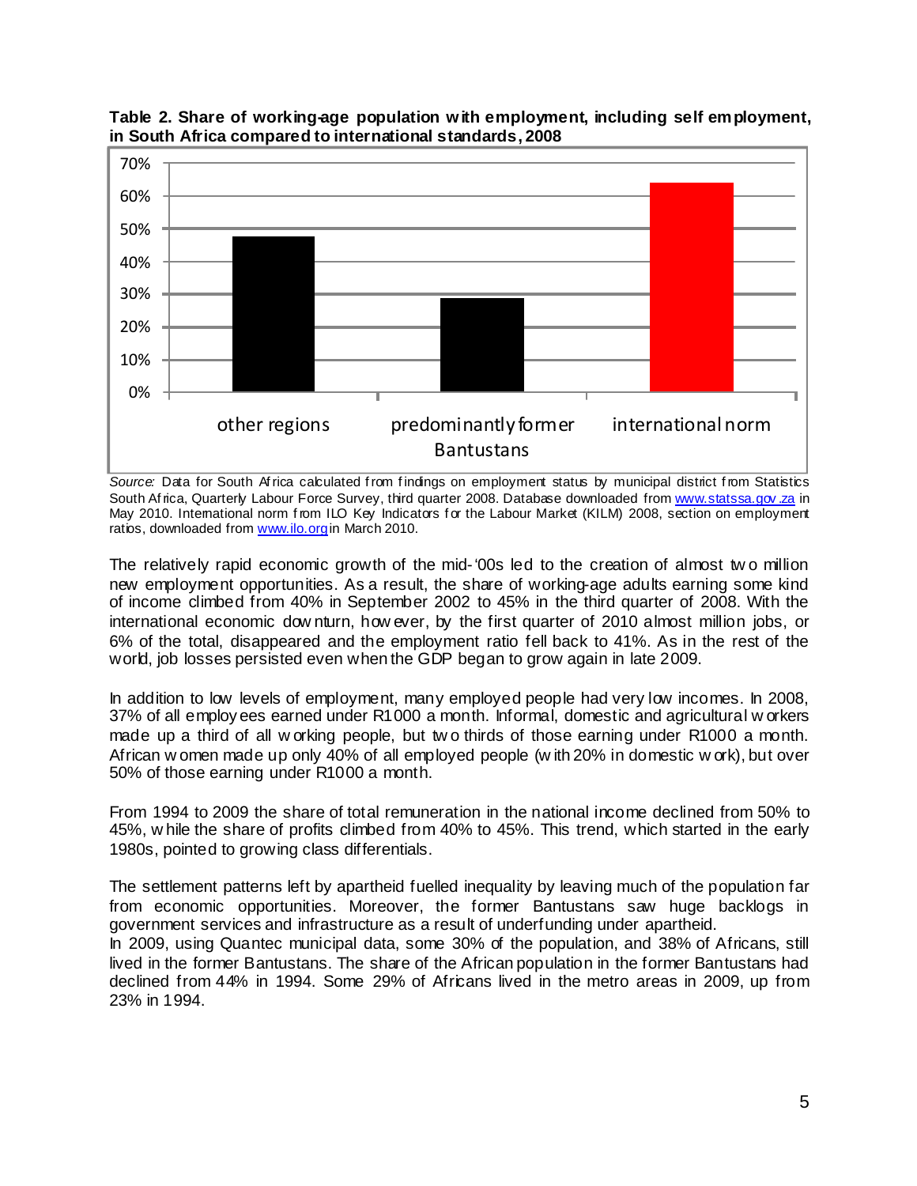**Table 2. Share of working-age population with employment, including self employment, in South Africa compared to international standards, 2008**

*Source:* Data for South Africa calculated from findings on employment status by municipal district from Statistics South Africa, Quarterly Labour Force Survey, third quarter 2008. Database downloaded from www.statssa.gov.za in May 2010. International norm from ILO Key Indicators for the Labour Market (KILM) 2008, section on employment ratios, downloaded from www.ilo.org in March 2010.

The relatively rapid economic growth of the mid-'00s led to the creation of almost two million new employment opportunities. As a result, the share of working-age adults earning some kind of income climbed from 40% in September 2002 to 45% in the third quarter of 2008. With the international economic downturn, however, by the first quarter of 2010 almost million jobs, or 6% of the total, disappeared and the employment ratio fell back to 41%. As in the rest of the world, job losses persisted even when the GDP began to grow again in late 2009.

In addition to low levels of employment, many employed people had very low incomes. In 2008, 37% of all employees earned under R1000 a month. Informal, domestic and agricultural workers made up a third of all working people, but two thirds of those earning under R1000 a month. African women made up only 40% of all employed people (with 20% in domestic work), but over 50% of those earning under R1000 a month.

From 1994 to 2009 the share of total remuneration in the national income declined from 50% to 45%, while the share of profits climbed from 40% to 45%. This trend, which started in the early 1980s, pointed to growing class differentials.

The settlement patterns left by apartheid fuelled inequality by leaving much of the population far from economic opportunities. Moreover, the former Bantustans saw huge backlogs in government services and infrastructure as a result of underfunding under apartheid.

In 2009, using Quantec municipal data, some 30% of the population, and 38% of Africans, still lived in the former Bantustans. The share of the African population in the former Bantustans had declined from 44% in 1994. Some 29% of Africans lived in the metro areas in 2009, up from 23% in 1994.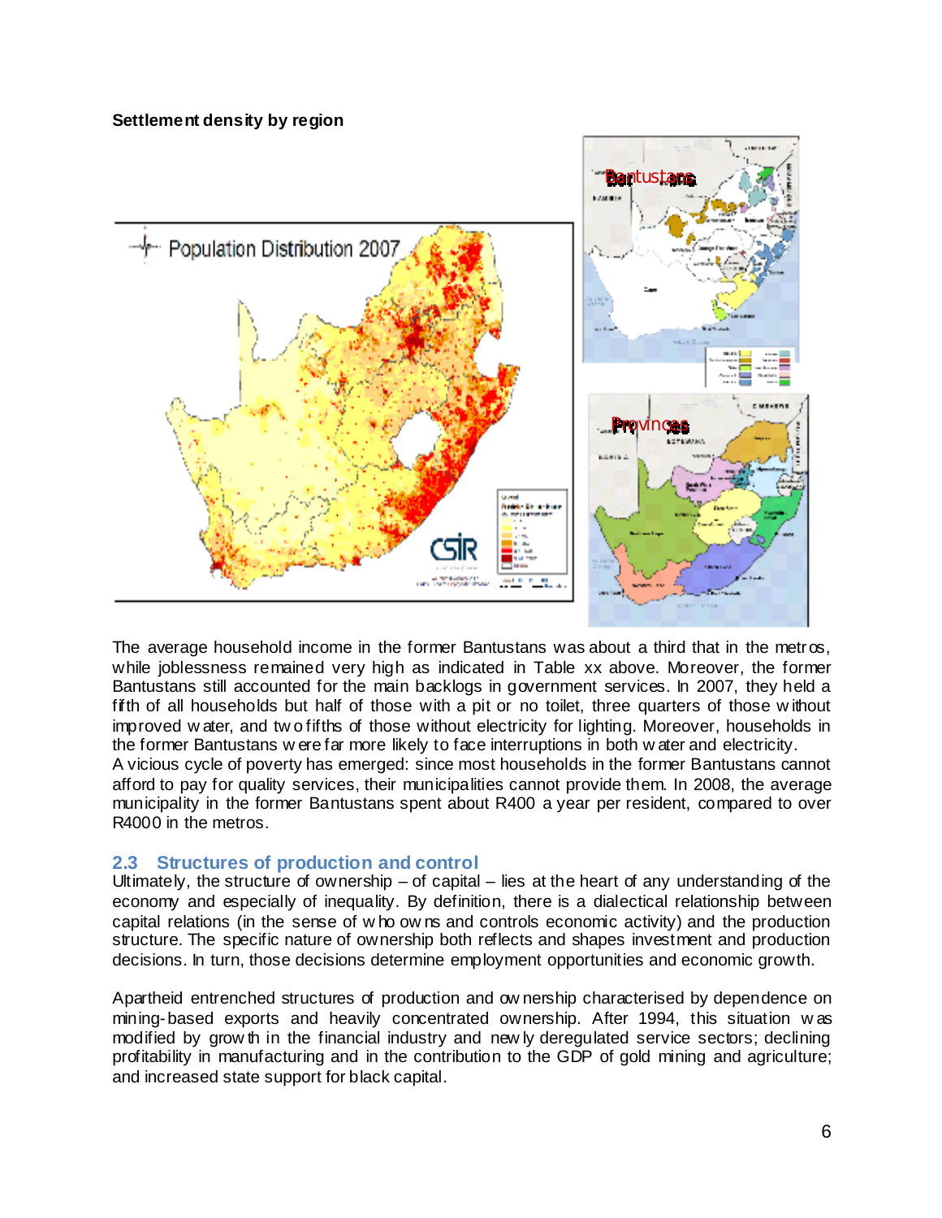**Settlement density by region**

The average household income in the former Bantustans was about a third that in the metros, while joblessness remained very high as indicated in Table xx above. Moreover, the former Bantustans still accounted for the main backlogs in government services. In 2007, they held a fifth of all households but half of those with a pit or no toilet, three quarters of those without improved water, and two fifths of those without electricity for lighting. Moreover, households in the former Bantustans were far more likely to face interruptions in both water and electricity.

A vicious cycle of poverty has emerged: since most households in the former Bantustans cannot afford to pay for quality services, their municipalities cannot provide them. In 2008, the average municipality in the former Bantustans spent about R400 a year per resident, compared to over R4000 in the metros.

## 2.3 Structures of production and control

Ultimately, the structure of ownership – of capital – lies at the heart of any understanding of the economy and especially of inequality. By definition, there is a dialectical relationship between capital relations (in the sense of who owns and controls economic activity) and the production structure. The specific nature of ownership both reflects and shapes investment and production decisions. In turn, those decisions determine employment opportunities and economic growth.

Apartheid entrenched structures of production and ownership characterised by dependence on mining-based exports and heavily concentrated ownership. After 1994, this situation was modified by growth in the financial industry and newly deregulated service sectors; declining profitability in manufacturing and in the contribution to the GDP of gold mining and agriculture; and increased state support for black capital.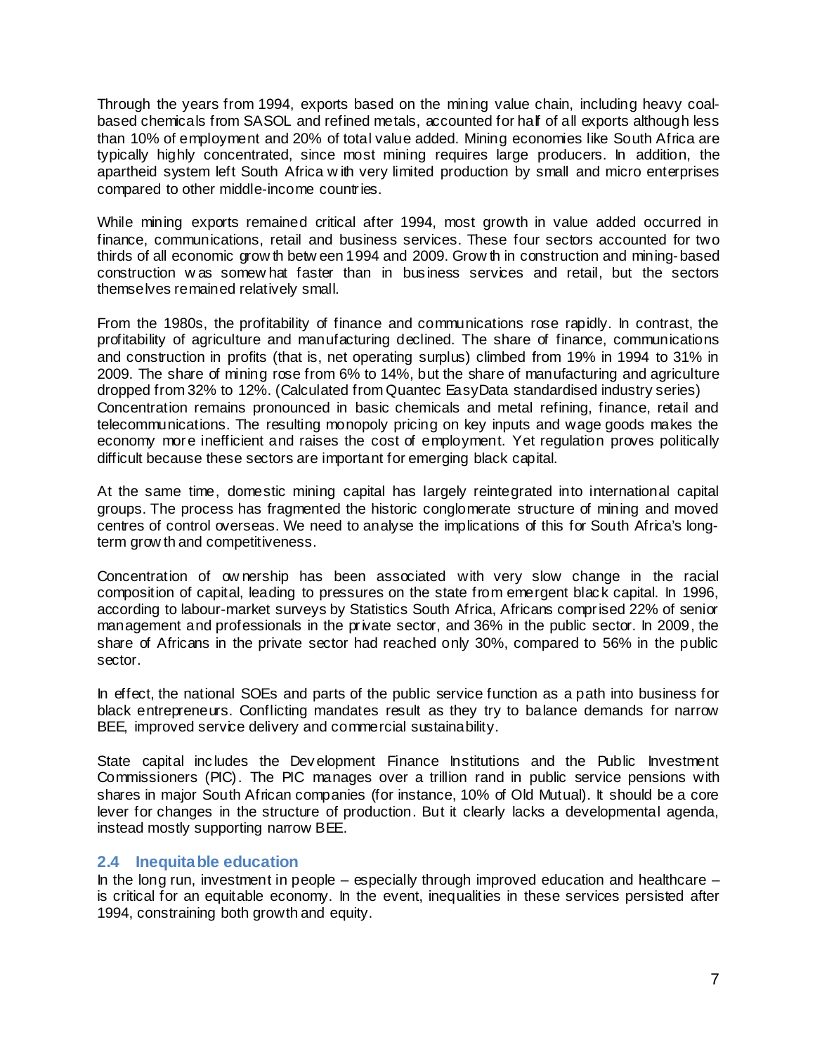Through the years from 1994, exports based on the mining value chain, including heavy coal-based chemicals from SASOL and refined metals, accounted for half of all exports although less than 10% of employment and 20% of total value added. Mining economies like South Africa are typically highly concentrated, since most mining requires large producers. In addition, the apartheid system left South Africa with very limited production by small and micro enterprises compared to other middle-income countries.

While mining exports remained critical after 1994, most growth in value added occurred in finance, communications, retail and business services. These four sectors accounted for two thirds of all economic growth between 1994 and 2009. Growth in construction and mining-based construction was somewhat faster than in business services and retail, but the sectors themselves remained relatively small.

From the 1980s, the profitability of finance and communications rose rapidly. In contrast, the profitability of agriculture and manufacturing declined. The share of finance, communications and construction in profits (that is, net operating surplus) climbed from 19% in 1994 to 31% in 2009. The share of mining rose from 6% to 14%, but the share of manufacturing and agriculture dropped from 32% to 12%. (Calculated from Quantec EasyData standardised industry series)
Concentration remains pronounced in basic chemicals and metal refining, finance, retail and telecommunications. The resulting monopoly pricing on key inputs and wage goods makes the economy more inefficient and raises the cost of employment. Yet regulation proves politically difficult because these sectors are important for emerging black capital.

At the same time, domestic mining capital has largely reintegrated into international capital groups. The process has fragmented the historic conglomerate structure of mining and moved centres of control overseas. We need to analyse the implications of this for South Africa's long-term growth and competitiveness.

Concentration of ownership has been associated with very slow change in the racial composition of capital, leading to pressures on the state from emergent black capital. In 1996, according to labour-market surveys by Statistics South Africa, Africans comprised 22% of senior management and professionals in the private sector, and 36% in the public sector. In 2009, the share of Africans in the private sector had reached only 30%, compared to 56% in the public sector.

In effect, the national SOEs and parts of the public service function as a path into business for black entrepreneurs. Conflicting mandates result as they try to balance demands for narrow BEE, improved service delivery and commercial sustainability.

State capital includes the Development Finance Institutions and the Public Investment Commissioners (PIC). The PIC manages over a trillion rand in public service pensions with shares in major South African companies (for instance, 10% of Old Mutual). It should be a core lever for changes in the structure of production. But it clearly lacks a developmental agenda, instead mostly supporting narrow BEE.

### 2.4 Inequitable education

In the long run, investment in people – especially through improved education and healthcare – is critical for an equitable economy. In the event, inequalities in these services persisted after 1994, constraining both growth and equity.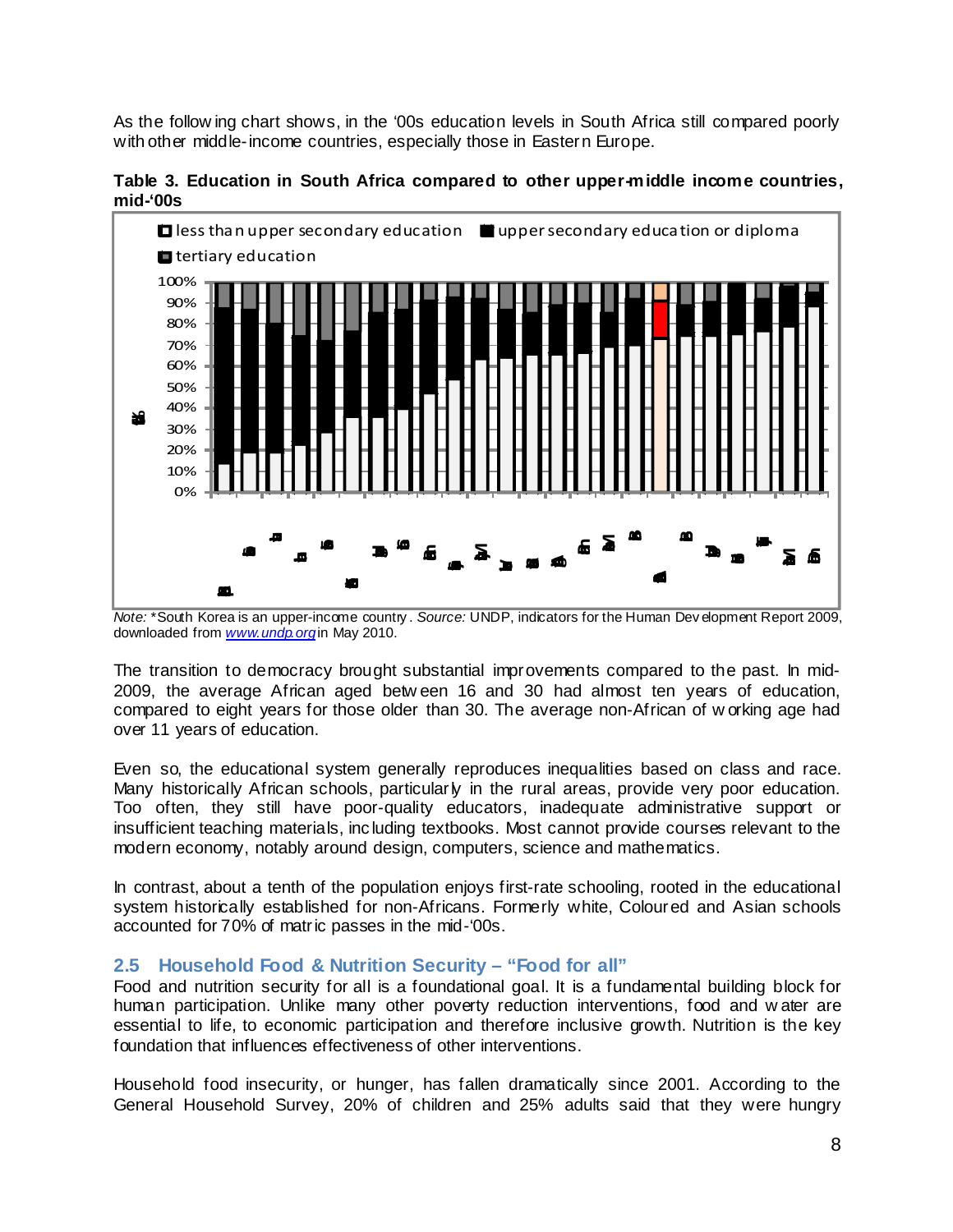As the following chart shows, in the '00s education levels in South Africa still compared poorly with other middle-income countries, especially those in Eastern Europe.

**Table 3. Education in South Africa compared to other upper-middle income countries, mid-'00s**

*Note:* *South Korea is an upper-income country. *Source:* UNDP, indicators for the Human Development Report 2009, downloaded from [www.undp.org](http://www.undp.org) in May 2010.

The transition to democracy brought substantial improvements compared to the past. In mid-2009, the average African aged between 16 and 30 had almost ten years of education, compared to eight years for those older than 30. The average non-African of working age had over 11 years of education.

Even so, the educational system generally reproduces inequalities based on class and race. Many historically African schools, particularly in the rural areas, provide very poor education. Too often, they still have poor-quality educators, inadequate administrative support or insufficient teaching materials, including textbooks. Most cannot provide courses relevant to the modern economy, notably around design, computers, science and mathematics.

In contrast, about a tenth of the population enjoys first-rate schooling, rooted in the educational system historically established for non-Africans. Formerly white, Coloured and Asian schools accounted for 70% of matric passes in the mid-'00s.

### 2.5 Household Food & Nutrition Security – "Food for all"

Food and nutrition security for all is a foundational goal. It is a fundamental building block for human participation. Unlike many other poverty reduction interventions, food and water are essential to life, to economic participation and therefore inclusive growth. Nutrition is the key foundation that influences effectiveness of other interventions.

Household food insecurity, or hunger, has fallen dramatically since 2001. According to the General Household Survey, 20% of children and 25% adults said that they were hungry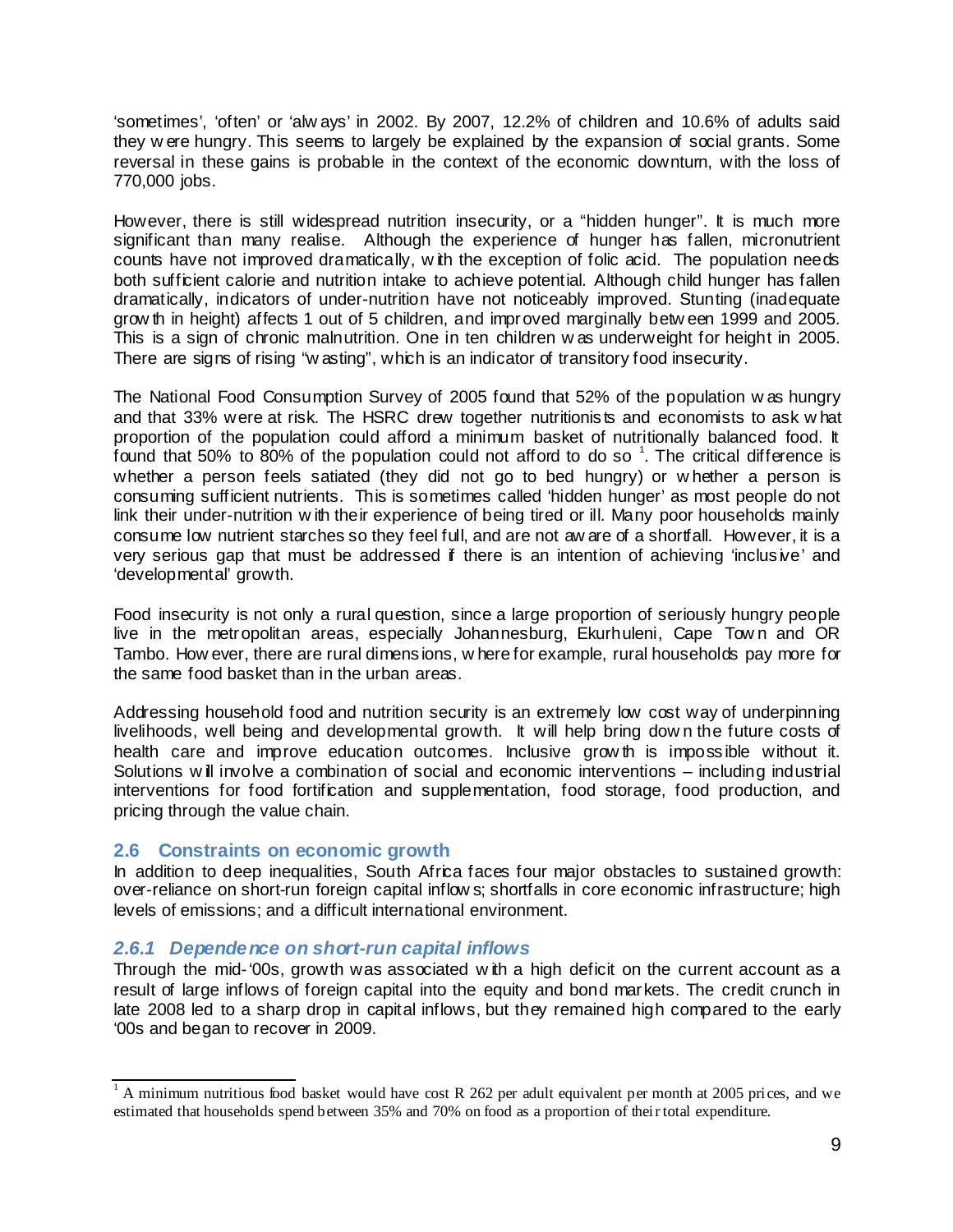'sometimes', 'often' or 'always' in 2002. By 2007, 12.2% of children and 10.6% of adults said they were hungry. This seems to largely be explained by the expansion of social grants. Some reversal in these gains is probable in the context of the economic downturn, with the loss of 770,000 jobs.

However, there is still widespread nutrition insecurity, or a "hidden hunger". It is much more significant than many realise. Although the experience of hunger has fallen, micronutrient counts have not improved dramatically, with the exception of folic acid. The population needs both sufficient calorie and nutrition intake to achieve potential. Although child hunger has fallen dramatically, indicators of under-nutrition have not noticeably improved. Stunting (inadequate growth in height) affects 1 out of 5 children, and improved marginally between 1999 and 2005. This is a sign of chronic malnutrition. One in ten children was underweight for height in 2005. There are signs of rising "wasting", which is an indicator of transitory food insecurity.

The National Food Consumption Survey of 2005 found that 52% of the population was hungry and that 33% were at risk. The HSRC drew together nutritionists and economists to ask what proportion of the population could afford a minimum basket of nutritionally balanced food. It found that 50% to 80% of the population could not afford to do so [1]. The critical difference is whether a person feels satiated (they did not go to bed hungry) or whether a person is consuming sufficient nutrients. This is sometimes called 'hidden hunger' as most people do not link their under-nutrition with their experience of being tired or ill. Many poor households mainly consume low nutrient starches so they feel full, and are not aware of a shortfall. However, it is a very serious gap that must be addressed if there is an intention of achieving 'inclusive' and 'developmental' growth.

Food insecurity is not only a rural question, since a large proportion of seriously hungry people live in the metropolitan areas, especially Johannesburg, Ekurhuleni, Cape Town and OR Tambo. However, there are rural dimensions, where for example, rural households pay more for the same food basket than in the urban areas.

Addressing household food and nutrition security is an extremely low cost way of underpinning livelihoods, well being and developmental growth. It will help bring down the future costs of health care and improve education outcomes. Inclusive growth is impossible without it. Solutions will involve a combination of social and economic interventions – including industrial interventions for food fortification and supplementation, food storage, food production, and pricing through the value chain.

## 2.6 Constraints on economic growth

In addition to deep inequalities, South Africa faces four major obstacles to sustained growth: over-reliance on short-run foreign capital inflows; shortfalls in core economic infrastructure; high levels of emissions; and a difficult international environment.

### *2.6.1 Dependence on short-run capital inflows*

Through the mid-'00s, growth was associated with a high deficit on the current account as a result of large inflows of foreign capital into the equity and bond markets. The credit crunch in late 2008 led to a sharp drop in capital inflows, but they remained high compared to the early '00s and began to recover in 2009.

---

[1] A minimum nutritious food basket would have cost R 262 per adult equivalent per month at 2005 prices, and we estimated that households spend between 35% and 70% on food as a proportion of their total expenditure.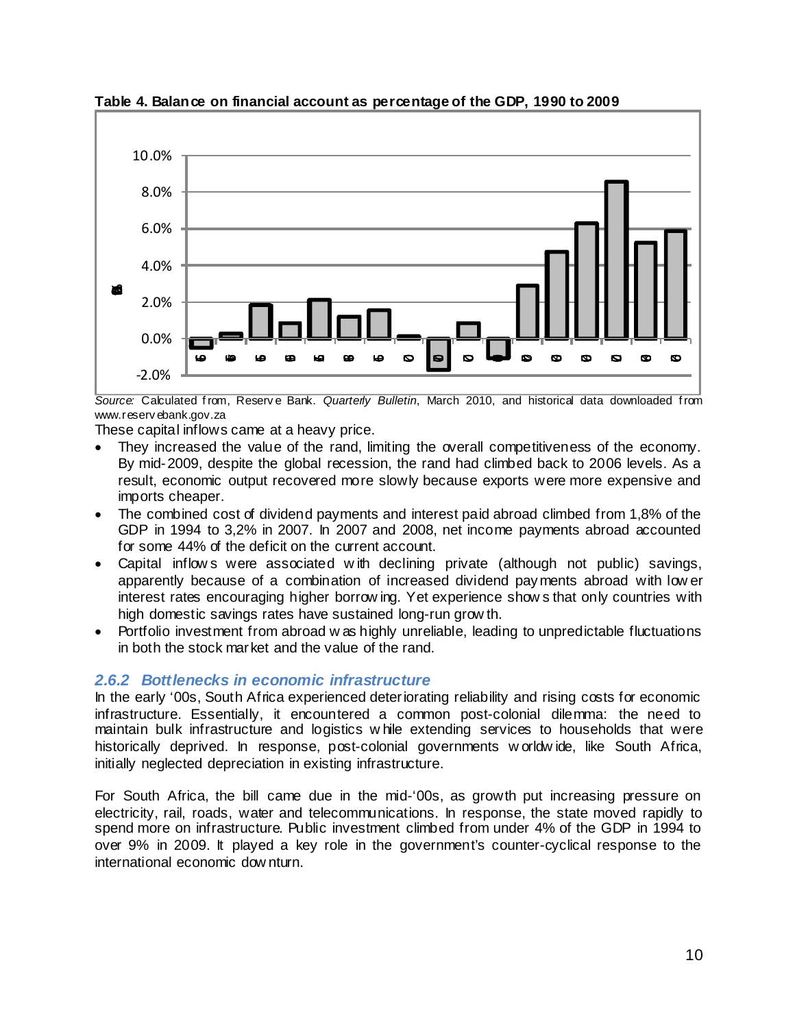**Table 4. Balance on financial account as percentage of the GDP, 1990 to 2009**

*Source:* Calculated from, Reserve Bank. *Quarterly Bulletin*, March 2010, and historical data downloaded from www.reservebank.gov.za

These capital inflows came at a heavy price.

- They increased the value of the rand, limiting the overall competitiveness of the economy. By mid-2009, despite the global recession, the rand had climbed back to 2006 levels. As a result, economic output recovered more slowly because exports were more expensive and imports cheaper.
- The combined cost of dividend payments and interest paid abroad climbed from 1,8% of the GDP in 1994 to 3,2% in 2007. In 2007 and 2008, net income payments abroad accounted for some 44% of the deficit on the current account.
- Capital inflows were associated with declining private (although not public) savings, apparently because of a combination of increased dividend payments abroad with lower interest rates encouraging higher borrowing. Yet experience shows that only countries with high domestic savings rates have sustained long-run growth.
- Portfolio investment from abroad was highly unreliable, leading to unpredictable fluctuations in both the stock market and the value of the rand.

### *2.6.2 Bottlenecks in economic infrastructure*

In the early '00s, South Africa experienced deteriorating reliability and rising costs for economic infrastructure. Essentially, it encountered a common post-colonial dilemma: the need to maintain bulk infrastructure and logistics while extending services to households that were historically deprived. In response, post-colonial governments worldwide, like South Africa, initially neglected depreciation in existing infrastructure.

For South Africa, the bill came due in the mid-'00s, as growth put increasing pressure on electricity, rail, roads, water and telecommunications. In response, the state moved rapidly to spend more on infrastructure. Public investment climbed from under 4% of the GDP in 1994 to over 9% in 2009. It played a key role in the government's counter-cyclical response to the international economic downturn.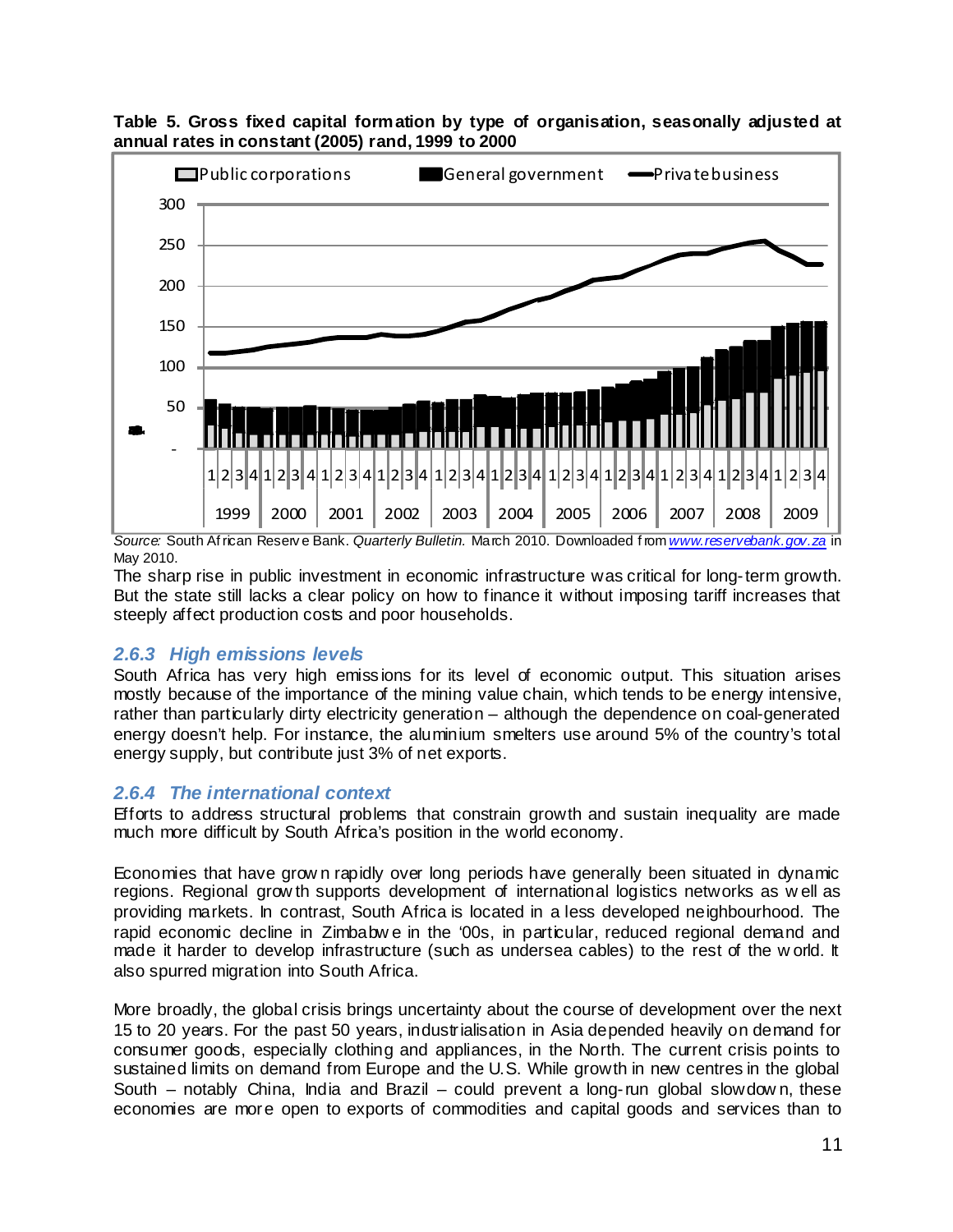**Table 5. Gross fixed capital formation by type of organisation, seasonally adjusted at annual rates in constant (2005) rand, 1999 to 2000**

*Source:* South African Reserve Bank. *Quarterly Bulletin.* March 2010. Downloaded from www.reservebank.gov.za in May 2010.

The sharp rise in public investment in economic infrastructure was critical for long-term growth. But the state still lacks a clear policy on how to finance it without imposing tariff increases that steeply affect production costs and poor households.

### *2.6.3 High emissions levels*

South Africa has very high emissions for its level of economic output. This situation arises mostly because of the importance of the mining value chain, which tends to be energy intensive, rather than particularly dirty electricity generation – although the dependence on coal-generated energy doesn't help. For instance, the aluminium smelters use around 5% of the country's total energy supply, but contribute just 3% of net exports.

### *2.6.4 The international context*

Efforts to address structural problems that constrain growth and sustain inequality are made much more difficult by South Africa's position in the world economy.

Economies that have grown rapidly over long periods have generally been situated in dynamic regions. Regional growth supports development of international logistics networks as well as providing markets. In contrast, South Africa is located in a less developed neighbourhood. The rapid economic decline in Zimbabwe in the '00s, in particular, reduced regional demand and made it harder to develop infrastructure (such as undersea cables) to the rest of the world. It also spurred migration into South Africa.

More broadly, the global crisis brings uncertainty about the course of development over the next 15 to 20 years. For the past 50 years, industrialisation in Asia depended heavily on demand for consumer goods, especially clothing and appliances, in the North. The current crisis points to sustained limits on demand from Europe and the U.S. While growth in new centres in the global South – notably China, India and Brazil – could prevent a long-run global slowdown, these economies are more open to exports of commodities and capital goods and services than to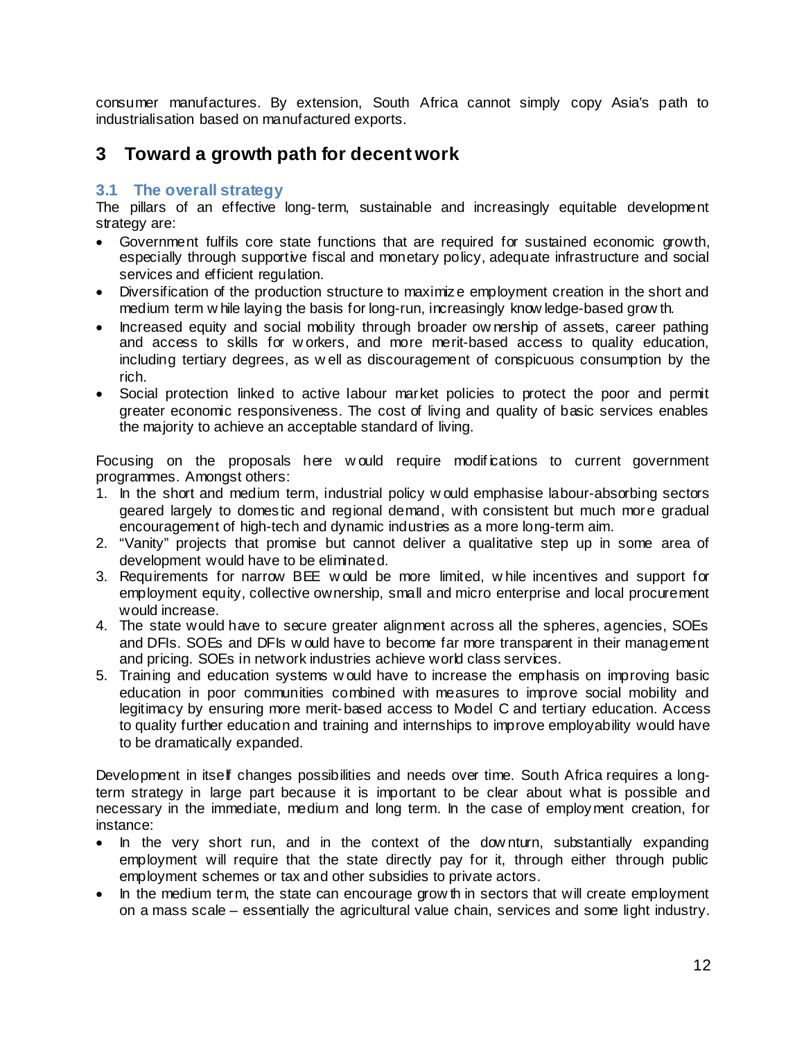consumer manufactures. By extension, South Africa cannot simply copy Asia's path to industrialisation based on manufactured exports.

# 3 Toward a growth path for decent work

## 3.1 The overall strategy

The pillars of an effective long-term, sustainable and increasingly equitable development strategy are:

- Government fulfils core state functions that are required for sustained economic growth, especially through supportive fiscal and monetary policy, adequate infrastructure and social services and efficient regulation.
- Diversification of the production structure to maximize employment creation in the short and medium term while laying the basis for long-run, increasingly knowledge-based growth.
- Increased equity and social mobility through broader ownership of assets, career pathing and access to skills for workers, and more merit-based access to quality education, including tertiary degrees, as well as discouragement of conspicuous consumption by the rich.
- Social protection linked to active labour market policies to protect the poor and permit greater economic responsiveness. The cost of living and quality of basic services enables the majority to achieve an acceptable standard of living.

Focusing on the proposals here would require modifications to current government programmes. Amongst others:

1. In the short and medium term, industrial policy would emphasise labour-absorbing sectors geared largely to domestic and regional demand, with consistent but much more gradual encouragement of high-tech and dynamic industries as a more long-term aim.
2. "Vanity" projects that promise but cannot deliver a qualitative step up in some area of development would have to be eliminated.
3. Requirements for narrow BEE would be more limited, while incentives and support for employment equity, collective ownership, small and micro enterprise and local procurement would increase.
4. The state would have to secure greater alignment across all the spheres, agencies, SOEs and DFIs. SOEs and DFIs would have to become far more transparent in their management and pricing. SOEs in network industries achieve world class services.
5. Training and education systems would have to increase the emphasis on improving basic education in poor communities combined with measures to improve social mobility and legitimacy by ensuring more merit-based access to Model C and tertiary education. Access to quality further education and training and internships to improve employability would have to be dramatically expanded.

Development in itself changes possibilities and needs over time. South Africa requires a long-term strategy in large part because it is important to be clear about what is possible and necessary in the immediate, medium and long term. In the case of employment creation, for instance:

- In the very short run, and in the context of the downturn, substantially expanding employment will require that the state directly pay for it, through either through public employment schemes or tax and other subsidies to private actors.
- In the medium term, the state can encourage growth in sectors that will create employment on a mass scale – essentially the agricultural value chain, services and some light industry.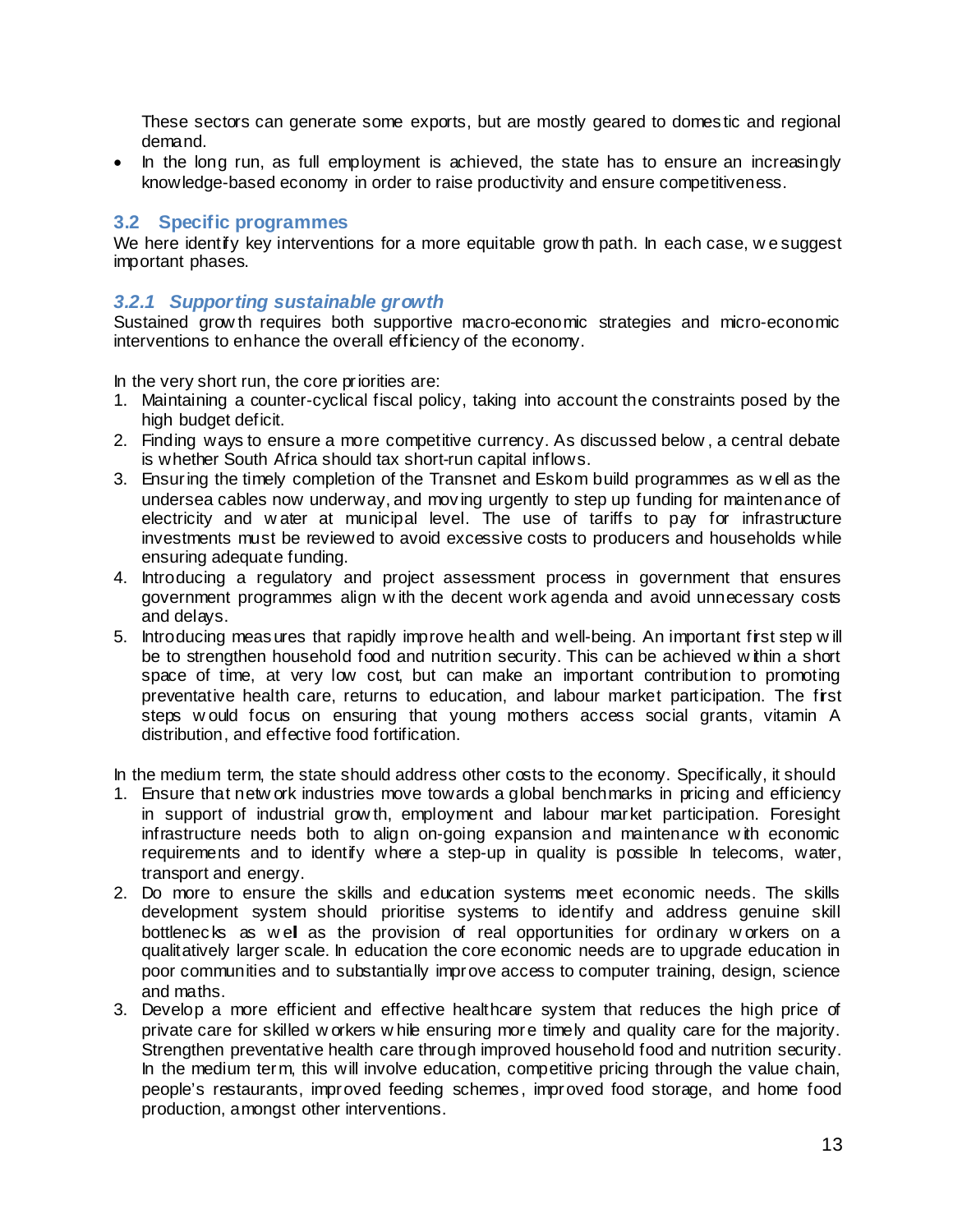These sectors can generate some exports, but are mostly geared to domestic and regional demand.

- In the long run, as full employment is achieved, the state has to ensure an increasingly knowledge-based economy in order to raise productivity and ensure competitiveness.

## 3.2 Specific programmes

We here identify key interventions for a more equitable growth path. In each case, we suggest important phases.

### *3.2.1 Supporting sustainable growth*

Sustained growth requires both supportive macro-economic strategies and micro-economic interventions to enhance the overall efficiency of the economy.

In the very short run, the core priorities are:

1. Maintaining a counter-cyclical fiscal policy, taking into account the constraints posed by the high budget deficit.
2. Finding ways to ensure a more competitive currency. As discussed below, a central debate is whether South Africa should tax short-run capital inflows.
3. Ensuring the timely completion of the Transnet and Eskom build programmes as well as the undersea cables now underway, and moving urgently to step up funding for maintenance of electricity and water at municipal level. The use of tariffs to pay for infrastructure investments must be reviewed to avoid excessive costs to producers and households while ensuring adequate funding.
4. Introducing a regulatory and project assessment process in government that ensures government programmes align with the decent work agenda and avoid unnecessary costs and delays.
5. Introducing measures that rapidly improve health and well-being. An important first step will be to strengthen household food and nutrition security. This can be achieved within a short space of time, at very low cost, but can make an important contribution to promoting preventative health care, returns to education, and labour market participation. The first steps would focus on ensuring that young mothers access social grants, vitamin A distribution, and effective food fortification.

In the medium term, the state should address other costs to the economy. Specifically, it should

1. Ensure that network industries move towards a global benchmarks in pricing and efficiency in support of industrial growth, employment and labour market participation. Foresight infrastructure needs both to align on-going expansion and maintenance with economic requirements and to identify where a step-up in quality is possible In telecoms, water, transport and energy.
2. Do more to ensure the skills and education systems meet economic needs. The skills development system should prioritise systems to identify and address genuine skill bottlenecks as well as the provision of real opportunities for ordinary workers on a qualitatively larger scale. In education the core economic needs are to upgrade education in poor communities and to substantially improve access to computer training, design, science and maths.
3. Develop a more efficient and effective healthcare system that reduces the high price of private care for skilled workers while ensuring more timely and quality care for the majority. Strengthen preventative health care through improved household food and nutrition security. In the medium term, this will involve education, competitive pricing through the value chain, people's restaurants, improved feeding schemes, improved food storage, and home food production, amongst other interventions.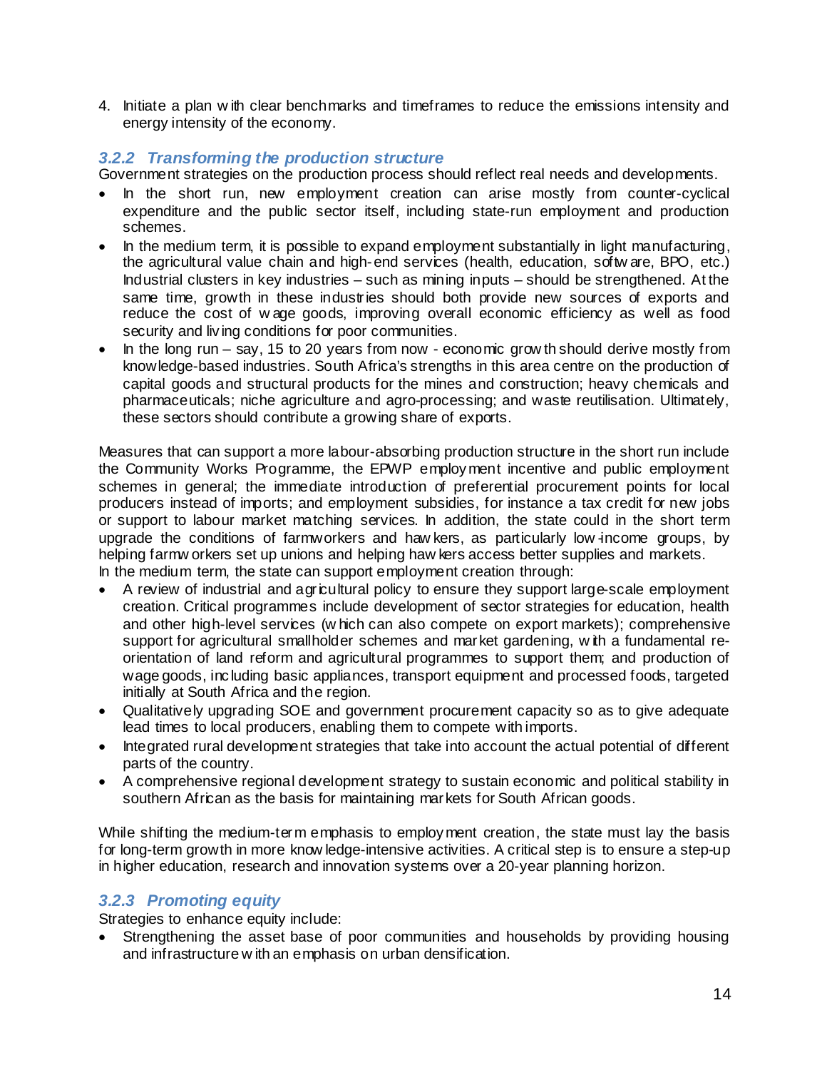4. Initiate a plan with clear benchmarks and timeframes to reduce the emissions intensity and energy intensity of the economy.

### *3.2.2 Transforming the production structure*

Government strategies on the production process should reflect real needs and developments.

- In the short run, new employment creation can arise mostly from counter-cyclical expenditure and the public sector itself, including state-run employment and production schemes.
- In the medium term, it is possible to expand employment substantially in light manufacturing, the agricultural value chain and high-end services (health, education, software, BPO, etc.) Industrial clusters in key industries – such as mining inputs – should be strengthened. At the same time, growth in these industries should both provide new sources of exports and reduce the cost of wage goods, improving overall economic efficiency as well as food security and living conditions for poor communities.
- In the long run – say, 15 to 20 years from now - economic growth should derive mostly from knowledge-based industries. South Africa's strengths in this area centre on the production of capital goods and structural products for the mines and construction; heavy chemicals and pharmaceuticals; niche agriculture and agro-processing; and waste reutilisation. Ultimately, these sectors should contribute a growing share of exports.

Measures that can support a more labour-absorbing production structure in the short run include the Community Works Programme, the EPWP employment incentive and public employment schemes in general; the immediate introduction of preferential procurement points for local producers instead of imports; and employment subsidies, for instance a tax credit for new jobs or support to labour market matching services. In addition, the state could in the short term upgrade the conditions of farmworkers and hawkers, as particularly low-income groups, by helping farmworkers set up unions and helping hawkers access better supplies and markets.
In the medium term, the state can support employment creation through:

- A review of industrial and agricultural policy to ensure they support large-scale employment creation. Critical programmes include development of sector strategies for education, health and other high-level services (which can also compete on export markets); comprehensive support for agricultural smallholder schemes and market gardening, with a fundamental re-orientation of land reform and agricultural programmes to support them; and production of wage goods, including basic appliances, transport equipment and processed foods, targeted initially at South Africa and the region.
- Qualitatively upgrading SOE and government procurement capacity so as to give adequate lead times to local producers, enabling them to compete with imports.
- Integrated rural development strategies that take into account the actual potential of different parts of the country.
- A comprehensive regional development strategy to sustain economic and political stability in southern African as the basis for maintaining markets for South African goods.

While shifting the medium-term emphasis to employment creation, the state must lay the basis for long-term growth in more knowledge-intensive activities. A critical step is to ensure a step-up in higher education, research and innovation systems over a 20-year planning horizon.

### *3.2.3 Promoting equity*

Strategies to enhance equity include:

- Strengthening the asset base of poor communities and households by providing housing and infrastructure with an emphasis on urban densification.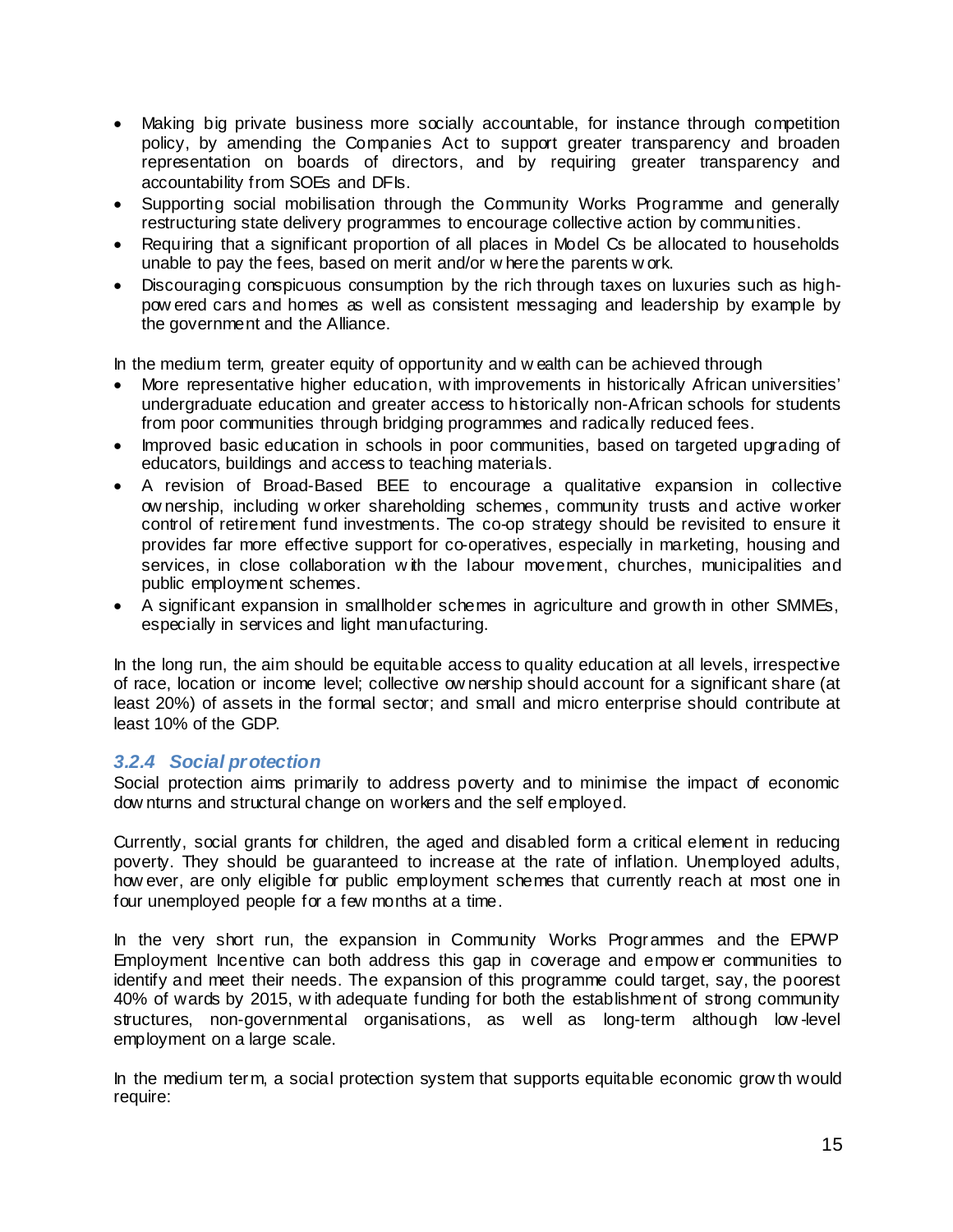- Making big private business more socially accountable, for instance through competition policy, by amending the Companies Act to support greater transparency and broaden representation on boards of directors, and by requiring greater transparency and accountability from SOEs and DFIs.
- Supporting social mobilisation through the Community Works Programme and generally restructuring state delivery programmes to encourage collective action by communities.
- Requiring that a significant proportion of all places in Model Cs be allocated to households unable to pay the fees, based on merit and/or where the parents work.
- Discouraging conspicuous consumption by the rich through taxes on luxuries such as high-powered cars and homes as well as consistent messaging and leadership by example by the government and the Alliance.

In the medium term, greater equity of opportunity and wealth can be achieved through

- More representative higher education, with improvements in historically African universities' undergraduate education and greater access to historically non-African schools for students from poor communities through bridging programmes and radically reduced fees.
- Improved basic education in schools in poor communities, based on targeted upgrading of educators, buildings and access to teaching materials.
- A revision of Broad-Based BEE to encourage a qualitative expansion in collective ownership, including worker shareholding schemes, community trusts and active worker control of retirement fund investments. The co-op strategy should be revisited to ensure it provides far more effective support for co-operatives, especially in marketing, housing and services, in close collaboration with the labour movement, churches, municipalities and public employment schemes.
- A significant expansion in smallholder schemes in agriculture and growth in other SMMEs, especially in services and light manufacturing.

In the long run, the aim should be equitable access to quality education at all levels, irrespective of race, location or income level; collective ownership should account for a significant share (at least 20%) of assets in the formal sector; and small and micro enterprise should contribute at least 10% of the GDP.

### *3.2.4 Social protection*

Social protection aims primarily to address poverty and to minimise the impact of economic downturns and structural change on workers and the self employed.

Currently, social grants for children, the aged and disabled form a critical element in reducing poverty. They should be guaranteed to increase at the rate of inflation. Unemployed adults, however, are only eligible for public employment schemes that currently reach at most one in four unemployed people for a few months at a time.

In the very short run, the expansion in Community Works Programmes and the EPWP Employment Incentive can both address this gap in coverage and empower communities to identify and meet their needs. The expansion of this programme could target, say, the poorest 40% of wards by 2015, with adequate funding for both the establishment of strong community structures, non-governmental organisations, as well as long-term although low-level employment on a large scale.

In the medium term, a social protection system that supports equitable economic growth would require: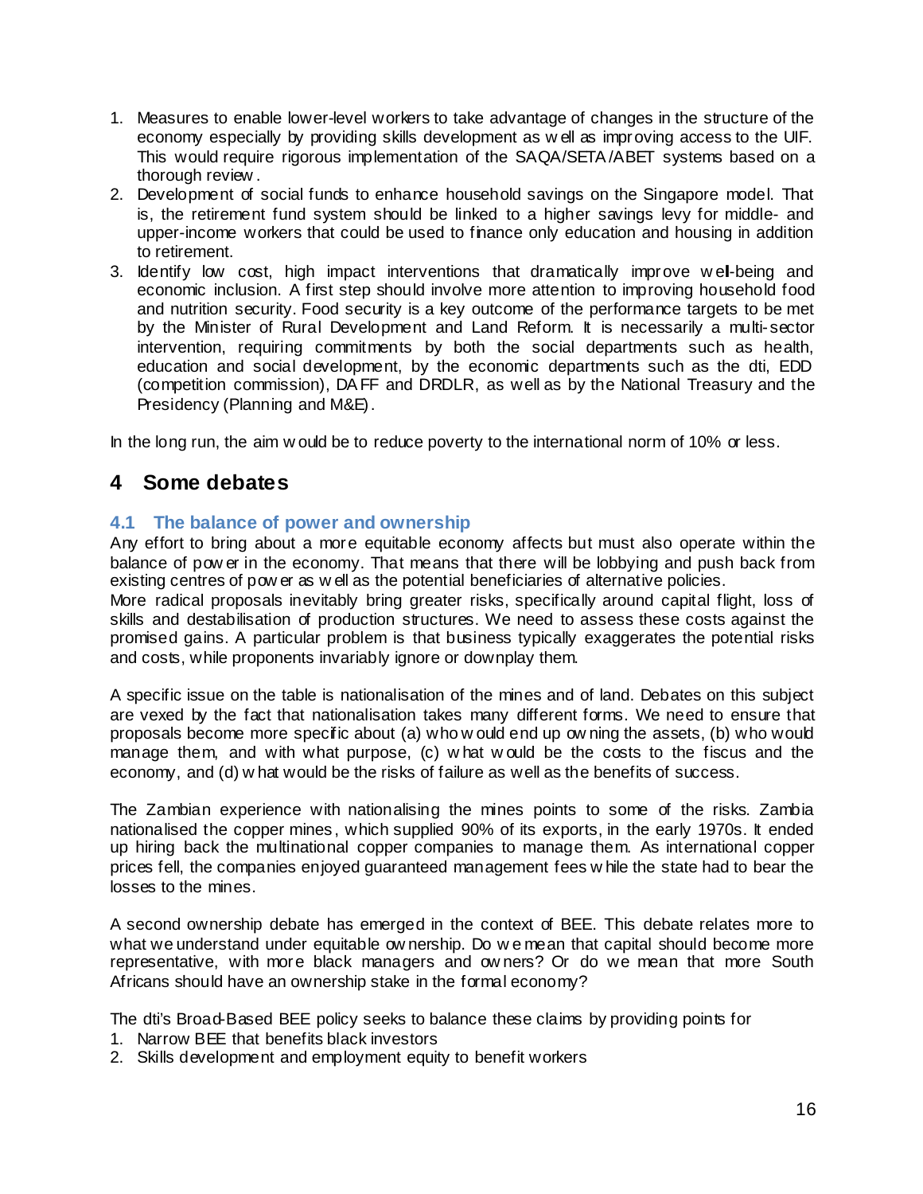1. Measures to enable lower-level workers to take advantage of changes in the structure of the economy especially by providing skills development as well as improving access to the UIF. This would require rigorous implementation of the SAQA/SETA/ABET systems based on a thorough review.
2. Development of social funds to enhance household savings on the Singapore model. That is, the retirement fund system should be linked to a higher savings levy for middle- and upper-income workers that could be used to finance only education and housing in addition to retirement.
3. Identify low cost, high impact interventions that dramatically improve well-being and economic inclusion. A first step should involve more attention to improving household food and nutrition security. Food security is a key outcome of the performance targets to be met by the Minister of Rural Development and Land Reform. It is necessarily a multi-sector intervention, requiring commitments by both the social departments such as health, education and social development, by the economic departments such as the dti, EDD (competition commission), DAFF and DRDLR, as well as by the National Treasury and the Presidency (Planning and M&E).

In the long run, the aim would be to reduce poverty to the international norm of 10% or less.

# 4 Some debates

## 4.1 The balance of power and ownership

Any effort to bring about a more equitable economy affects but must also operate within the balance of power in the economy. That means that there will be lobbying and push back from existing centres of power as well as the potential beneficiaries of alternative policies.

More radical proposals inevitably bring greater risks, specifically around capital flight, loss of skills and destabilisation of production structures. We need to assess these costs against the promised gains. A particular problem is that business typically exaggerates the potential risks and costs, while proponents invariably ignore or downplay them.

A specific issue on the table is nationalisation of the mines and of land. Debates on this subject are vexed by the fact that nationalisation takes many different forms. We need to ensure that proposals become more specific about (a) who would end up owning the assets, (b) who would manage them, and with what purpose, (c) what would be the costs to the fiscus and the economy, and (d) what would be the risks of failure as well as the benefits of success.

The Zambian experience with nationalising the mines points to some of the risks. Zambia nationalised the copper mines, which supplied 90% of its exports, in the early 1970s. It ended up hiring back the multinational copper companies to manage them. As international copper prices fell, the companies enjoyed guaranteed management fees while the state had to bear the losses to the mines.

A second ownership debate has emerged in the context of BEE. This debate relates more to what we understand under equitable ownership. Do we mean that capital should become more representative, with more black managers and owners? Or do we mean that more South Africans should have an ownership stake in the formal economy?

The dti's Broad-Based BEE policy seeks to balance these claims by providing points for

1. Narrow BEE that benefits black investors
2. Skills development and employment equity to benefit workers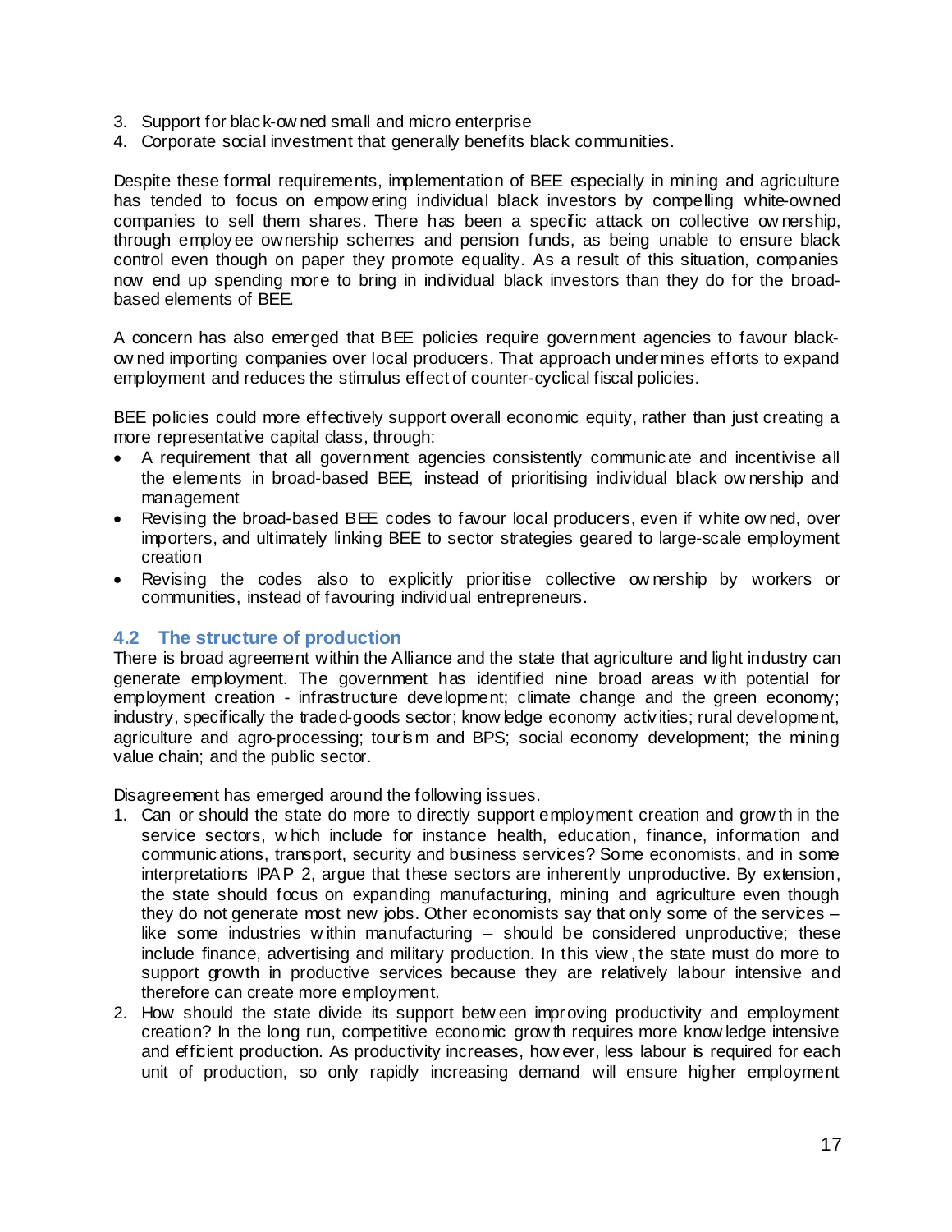3. Support for black-owned small and micro enterprise
4. Corporate social investment that generally benefits black communities.

Despite these formal requirements, implementation of BEE especially in mining and agriculture has tended to focus on empowering individual black investors by compelling white-owned companies to sell them shares. There has been a specific attack on collective ownership, through employee ownership schemes and pension funds, as being unable to ensure black control even though on paper they promote equality. As a result of this situation, companies now end up spending more to bring in individual black investors than they do for the broad-based elements of BEE.

A concern has also emerged that BEE policies require government agencies to favour black-owned importing companies over local producers. That approach undermines efforts to expand employment and reduces the stimulus effect of counter-cyclical fiscal policies.

BEE policies could more effectively support overall economic equity, rather than just creating a more representative capital class, through:

- A requirement that all government agencies consistently communicate and incentivise all the elements in broad-based BEE, instead of prioritising individual black ownership and management
- Revising the broad-based BEE codes to favour local producers, even if white owned, over importers, and ultimately linking BEE to sector strategies geared to large-scale employment creation
- Revising the codes also to explicitly prioritise collective ownership by workers or communities, instead of favouring individual entrepreneurs.

### 4.2 The structure of production

There is broad agreement within the Alliance and the state that agriculture and light industry can generate employment. The government has identified nine broad areas with potential for employment creation - infrastructure development; climate change and the green economy; industry, specifically the traded-goods sector; knowledge economy activities; rural development, agriculture and agro-processing; tourism and BPS; social economy development; the mining value chain; and the public sector.

Disagreement has emerged around the following issues.

1. Can or should the state do more to directly support employment creation and growth in the service sectors, which include for instance health, education, finance, information and communications, transport, security and business services? Some economists, and in some interpretations IPAP 2, argue that these sectors are inherently unproductive. By extension, the state should focus on expanding manufacturing, mining and agriculture even though they do not generate most new jobs. Other economists say that only some of the services – like some industries within manufacturing – should be considered unproductive; these include finance, advertising and military production. In this view, the state must do more to support growth in productive services because they are relatively labour intensive and therefore can create more employment.
2. How should the state divide its support between improving productivity and employment creation? In the long run, competitive economic growth requires more knowledge intensive and efficient production. As productivity increases, however, less labour is required for each unit of production, so only rapidly increasing demand will ensure higher employment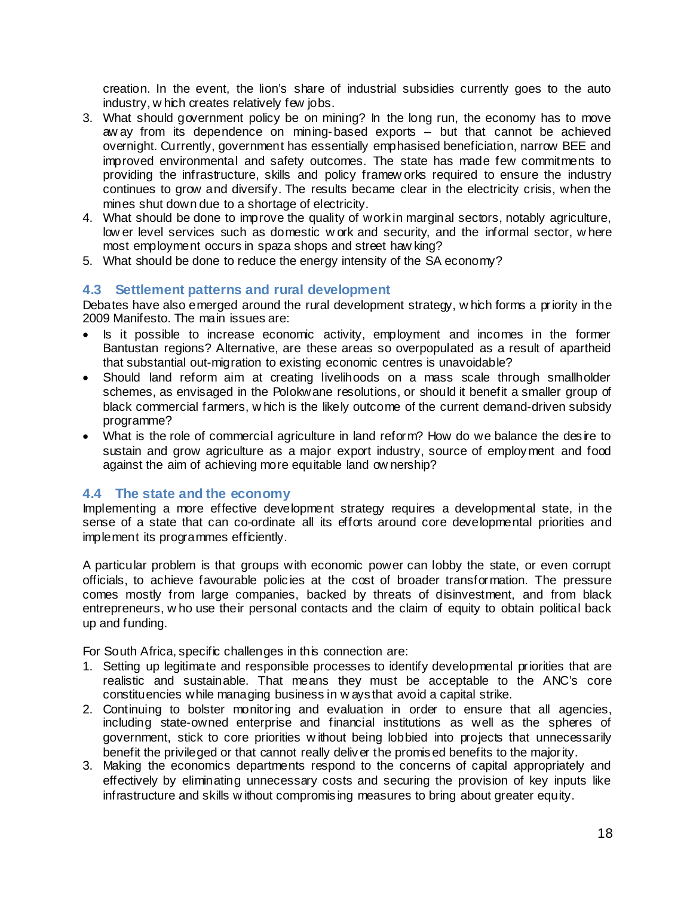creation. In the event, the lion's share of industrial subsidies currently goes to the auto industry, which creates relatively few jobs.

3. What should government policy be on mining? In the long run, the economy has to move away from its dependence on mining-based exports – but that cannot be achieved overnight. Currently, government has essentially emphasised beneficiation, narrow BEE and improved environmental and safety outcomes. The state has made few commitments to providing the infrastructure, skills and policy frameworks required to ensure the industry continues to grow and diversify. The results became clear in the electricity crisis, when the mines shut down due to a shortage of electricity.
4. What should be done to improve the quality of work in marginal sectors, notably agriculture, lower level services such as domestic work and security, and the informal sector, where most employment occurs in spaza shops and street hawking?
5. What should be done to reduce the energy intensity of the SA economy?

### 4.3 Settlement patterns and rural development

Debates have also emerged around the rural development strategy, which forms a priority in the 2009 Manifesto. The main issues are:

- Is it possible to increase economic activity, employment and incomes in the former Bantustan regions? Alternative, are these areas so overpopulated as a result of apartheid that substantial out-migration to existing economic centres is unavoidable?
- Should land reform aim at creating livelihoods on a mass scale through smallholder schemes, as envisaged in the Polokwane resolutions, or should it benefit a smaller group of black commercial farmers, which is the likely outcome of the current demand-driven subsidy programme?
- What is the role of commercial agriculture in land reform? How do we balance the desire to sustain and grow agriculture as a major export industry, source of employment and food against the aim of achieving more equitable land ownership?

### 4.4 The state and the economy

Implementing a more effective development strategy requires a developmental state, in the sense of a state that can co-ordinate all its efforts around core developmental priorities and implement its programmes efficiently.

A particular problem is that groups with economic power can lobby the state, or even corrupt officials, to achieve favourable policies at the cost of broader transformation. The pressure comes mostly from large companies, backed by threats of disinvestment, and from black entrepreneurs, who use their personal contacts and the claim of equity to obtain political back up and funding.

For South Africa, specific challenges in this connection are:

1. Setting up legitimate and responsible processes to identify developmental priorities that are realistic and sustainable. That means they must be acceptable to the ANC's core constituencies while managing business in ways that avoid a capital strike.
2. Continuing to bolster monitoring and evaluation in order to ensure that all agencies, including state-owned enterprise and financial institutions as well as the spheres of government, stick to core priorities without being lobbied into projects that unnecessarily benefit the privileged or that cannot really deliver the promised benefits to the majority.
3. Making the economics departments respond to the concerns of capital appropriately and effectively by eliminating unnecessary costs and securing the provision of key inputs like infrastructure and skills without compromising measures to bring about greater equity.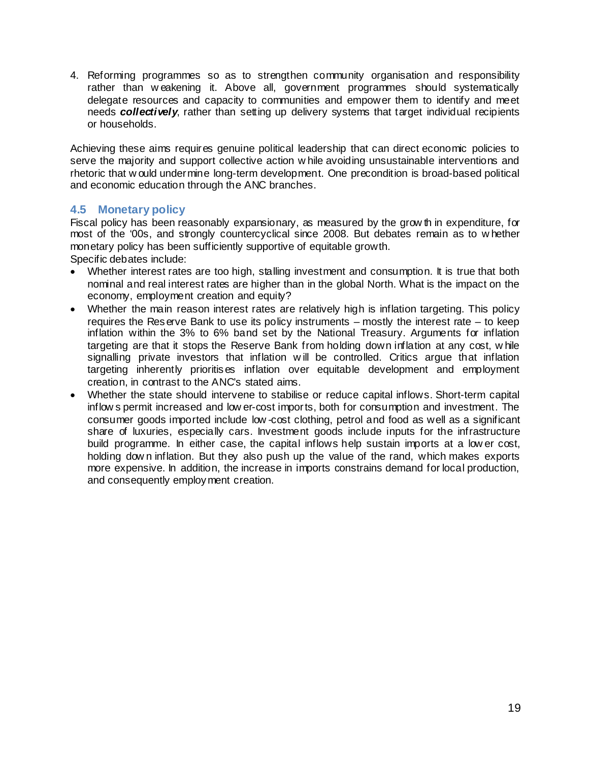4. Reforming programmes so as to strengthen community organisation and responsibility rather than weakening it. Above all, government programmes should systematically delegate resources and capacity to communities and empower them to identify and meet needs ***collectively***, rather than setting up delivery systems that target individual recipients or households.

Achieving these aims requires genuine political leadership that can direct economic policies to serve the majority and support collective action while avoiding unsustainable interventions and rhetoric that would undermine long-term development. One precondition is broad-based political and economic education through the ANC branches.

### 4.5 Monetary policy

Fiscal policy has been reasonably expansionary, as measured by the growth in expenditure, for most of the '00s, and strongly countercyclical since 2008. But debates remain as to whether monetary policy has been sufficiently supportive of equitable growth.

Specific debates include:

- Whether interest rates are too high, stalling investment and consumption. It is true that both nominal and real interest rates are higher than in the global North. What is the impact on the economy, employment creation and equity?
- Whether the main reason interest rates are relatively high is inflation targeting. This policy requires the Reserve Bank to use its policy instruments – mostly the interest rate – to keep inflation within the 3% to 6% band set by the National Treasury. Arguments for inflation targeting are that it stops the Reserve Bank from holding down inflation at any cost, while signalling private investors that inflation will be controlled. Critics argue that inflation targeting inherently prioritises inflation over equitable development and employment creation, in contrast to the ANC's stated aims.
- Whether the state should intervene to stabilise or reduce capital inflows. Short-term capital inflows permit increased and lower-cost imports, both for consumption and investment. The consumer goods imported include low-cost clothing, petrol and food as well as a significant share of luxuries, especially cars. Investment goods include inputs for the infrastructure build programme. In either case, the capital inflows help sustain imports at a lower cost, holding down inflation. But they also push up the value of the rand, which makes exports more expensive. In addition, the increase in imports constrains demand for local production, and consequently employment creation.